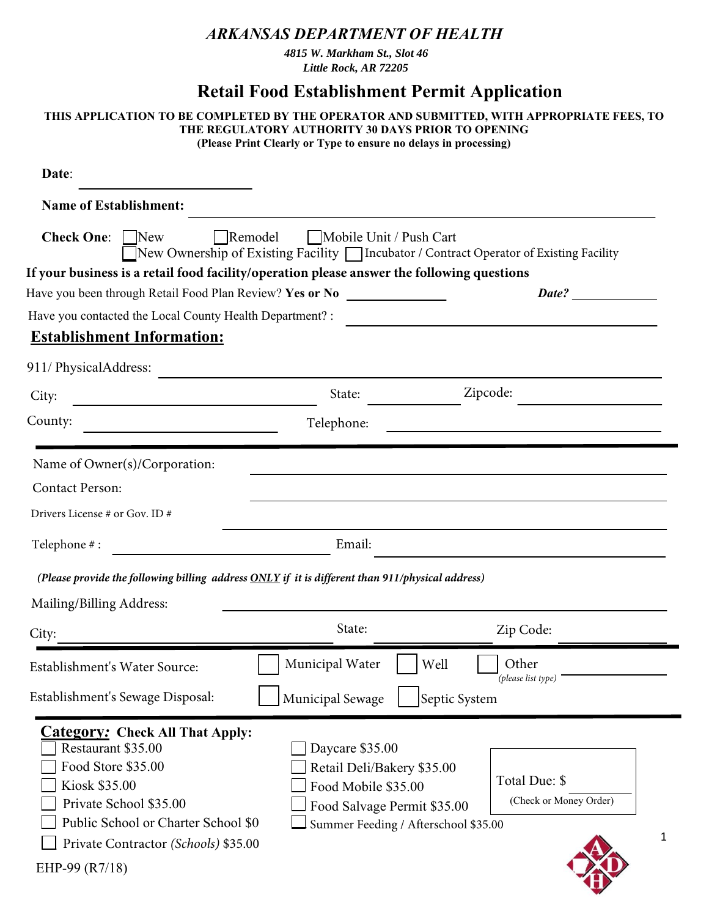# ARKANSAS DEPARTMENT OF HEALTH

**4815 W. Markham St., Slot 46**
**Little Rock, AR 72205**

## Retail Food Establishment Permit Application

**THIS APPLICATION TO BE COMPLETED BY THE OPERATOR AND SUBMITTED, WITH APPROPRIATE FEES, TO THE REGULATORY AUTHORITY 30 DAYS PRIOR TO OPENING**
**(Please Print Clearly or Type to ensure no delays in processing)**

**Date**: ______________________

**Name of Establishment:** ____________________________________________

**Check One**: ☐ New ☐ Remodel ☐ Mobile Unit / Push Cart
☐ New Ownership of Existing Facility ☐ Incubator / Contract Operator of Existing Facility

**If your business is a retail food facility/operation please answer the following questions**

Have you been through Retail Food Plan Review? **Yes or No** ____________ ***Date?*** __________

Have you contacted the Local County Health Department? : ______________________________

### Establishment Information:

911/ PhysicalAddress: ______________________________________________

City: ______________________ State: __________ Zipcode: ______________

County: ____________________ Telephone: ______________________________

---

Name of Owner(s)/Corporation: ______________________________________

Contact Person: ______________________________________

Drivers License # or Gov. ID # ______________________________________

Telephone # : ____________________ Email: ______________________________

***(Please provide the following billing address ONLY if it is different than 911/physical address)***

Mailing/Billing Address: ______________________________________

City: ______________________ State: __________ Zip Code: ______________

---

Establishment's Water Source: ☐ Municipal Water ☐ Well ☐ Other *(please list type)* __________

Establishment's Sewage Disposal: ☐ Municipal Sewage ☐ Septic System

---

**Category: Check All That Apply:**

- ☐ Restaurant $35.00
- ☐ Food Store $35.00
- ☐ Kiosk $35.00
- ☐ Private School $35.00
- ☐ Public School or Charter School $0
- ☐ Private Contractor *(Schools)* $35.00
- ☐ Daycare $35.00
- ☐ Retail Deli/Bakery $35.00
- ☐ Food Mobile $35.00
- ☐ Food Salvage Permit $35.00
- ☐ Summer Feeding / Afterschool $35.00

Total Due: $ __________
(Check or Money Order)

EHP-99 (R7/18)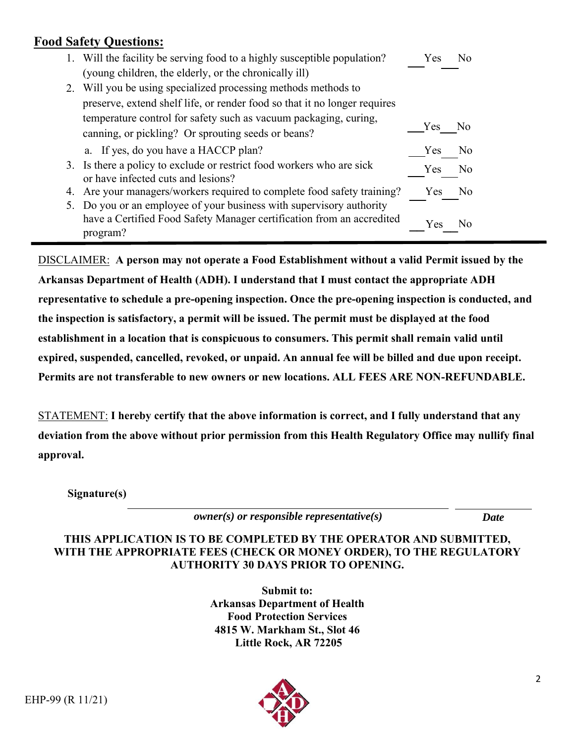## Food Safety Questions:

1. Will the facility be serving food to a highly susceptible population? (young children, the elderly, or the chronically ill) ___Yes ___No
2. Will you be using specialized processing methods methods to preserve, extend shelf life, or render food so that it no longer requires temperature control for safety such as vacuum packaging, curing, canning, or pickling? Or sprouting seeds or beans? ___Yes ___No
   a. If yes, do you have a HACCP plan? ___Yes ___No
3. Is there a policy to exclude or restrict food workers who are sick or have infected cuts and lesions? ___Yes ___No
4. Are your managers/workers required to complete food safety training? ___Yes ___No
5. Do you or an employee of your business with supervisory authority have a Certified Food Safety Manager certification from an accredited program? ___Yes ___No

---

DISCLAIMER: **A person may not operate a Food Establishment without a valid Permit issued by the Arkansas Department of Health (ADH). I understand that I must contact the appropriate ADH representative to schedule a pre-opening inspection. Once the pre-opening inspection is conducted, and the inspection is satisfactory, a permit will be issued. The permit must be displayed at the food establishment in a location that is conspicuous to consumers. This permit shall remain valid until expired, suspended, cancelled, revoked, or unpaid. An annual fee will be billed and due upon receipt. Permits are not transferable to new owners or new locations. ALL FEES ARE NON-REFUNDABLE.**

STATEMENT: **I hereby certify that the above information is correct, and I fully understand that any deviation from the above without prior permission from this Health Regulatory Office may nullify final approval.**

**Signature(s)**

________________________________________ ______________

***owner(s) or responsible representative(s)*** ***Date***

**THIS APPLICATION IS TO BE COMPLETED BY THE OPERATOR AND SUBMITTED, WITH THE APPROPRIATE FEES (CHECK OR MONEY ORDER), TO THE REGULATORY AUTHORITY 30 DAYS PRIOR TO OPENING.**

**Submit to:**
**Arkansas Department of Health**
**Food Protection Services**
**4815 W. Markham St., Slot 46**
**Little Rock, AR 72205**

EHP-99 (R 11/21)